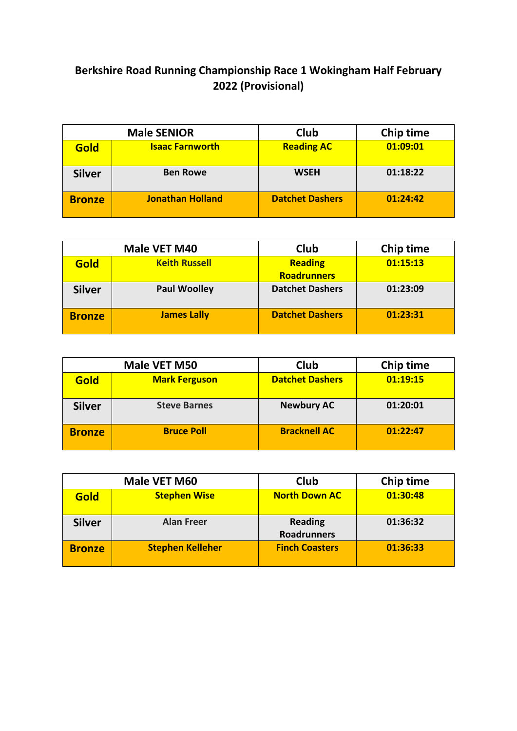# Berkshire Road Running Championship Race 1 Wokingham Half February 2022 (Provisional)

| Male SENIOR | | Club | Chip time |
|---|---|---|---|
| **Gold** | **Isaac Farnworth** | **Reading AC** | **01:09:01** |
| **Silver** | **Ben Rowe** | **WSEH** | **01:18:22** |
| **Bronze** | **Jonathan Holland** | **Datchet Dashers** | **01:24:42** |

| Male VET M40 | | Club | Chip time |
|---|---|---|---|
| **Gold** | **Keith Russell** | **Reading Roadrunners** | **01:15:13** |
| **Silver** | **Paul Woolley** | **Datchet Dashers** | **01:23:09** |
| **Bronze** | **James Lally** | **Datchet Dashers** | **01:23:31** |

| Male VET M50 | | Club | Chip time |
|---|---|---|---|
| **Gold** | **Mark Ferguson** | **Datchet Dashers** | **01:19:15** |
| **Silver** | **Steve Barnes** | **Newbury AC** | **01:20:01** |
| **Bronze** | **Bruce Poll** | **Bracknell AC** | **01:22:47** |

| Male VET M60 | | Club | Chip time |
|---|---|---|---|
| **Gold** | **Stephen Wise** | **North Down AC** | **01:30:48** |
| **Silver** | **Alan Freer** | **Reading Roadrunners** | **01:36:32** |
| **Bronze** | **Stephen Kelleher** | **Finch Coasters** | **01:36:33** |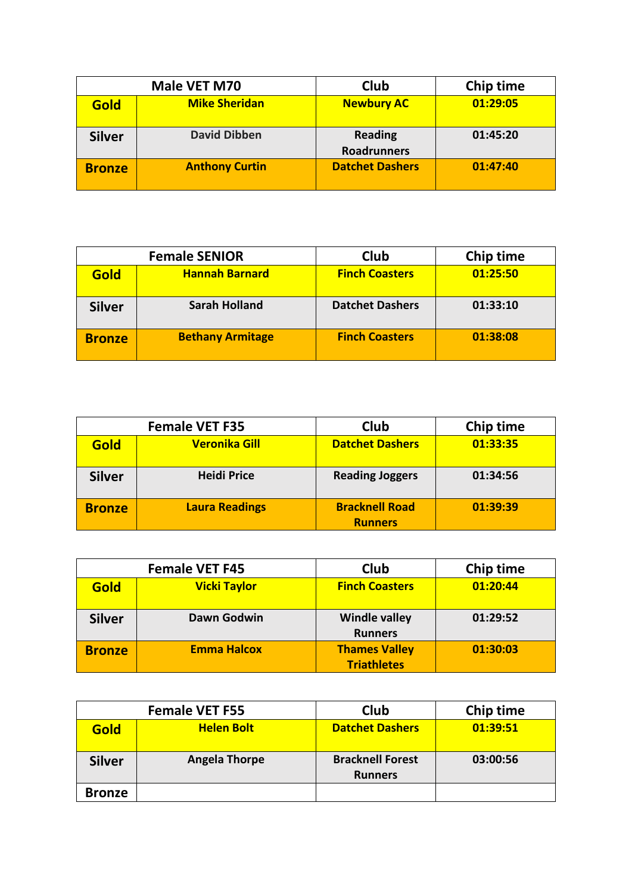| Male VET M70 | | Club | Chip time |
|---|---|---|---|
| Gold | Mike Sheridan | Newbury AC | 01:29:05 |
| Silver | David Dibben | Reading Roadrunners | 01:45:20 |
| Bronze | Anthony Curtin | Datchet Dashers | 01:47:40 |

| Female SENIOR | | Club | Chip time |
|---|---|---|---|
| Gold | Hannah Barnard | Finch Coasters | 01:25:50 |
| Silver | Sarah Holland | Datchet Dashers | 01:33:10 |
| Bronze | Bethany Armitage | Finch Coasters | 01:38:08 |

| Female VET F35 | | Club | Chip time |
|---|---|---|---|
| Gold | Veronika Gill | Datchet Dashers | 01:33:35 |
| Silver | Heidi Price | Reading Joggers | 01:34:56 |
| Bronze | Laura Readings | Bracknell Road Runners | 01:39:39 |

| Female VET F45 | | Club | Chip time |
|---|---|---|---|
| Gold | Vicki Taylor | Finch Coasters | 01:20:44 |
| Silver | Dawn Godwin | Windle valley Runners | 01:29:52 |
| Bronze | Emma Halcox | Thames Valley Triathletes | 01:30:03 |

| Female VET F55 | | Club | Chip time |
|---|---|---|---|
| Gold | Helen Bolt | Datchet Dashers | 01:39:51 |
| Silver | Angela Thorpe | Bracknell Forest Runners | 03:00:56 |
| Bronze | | | |